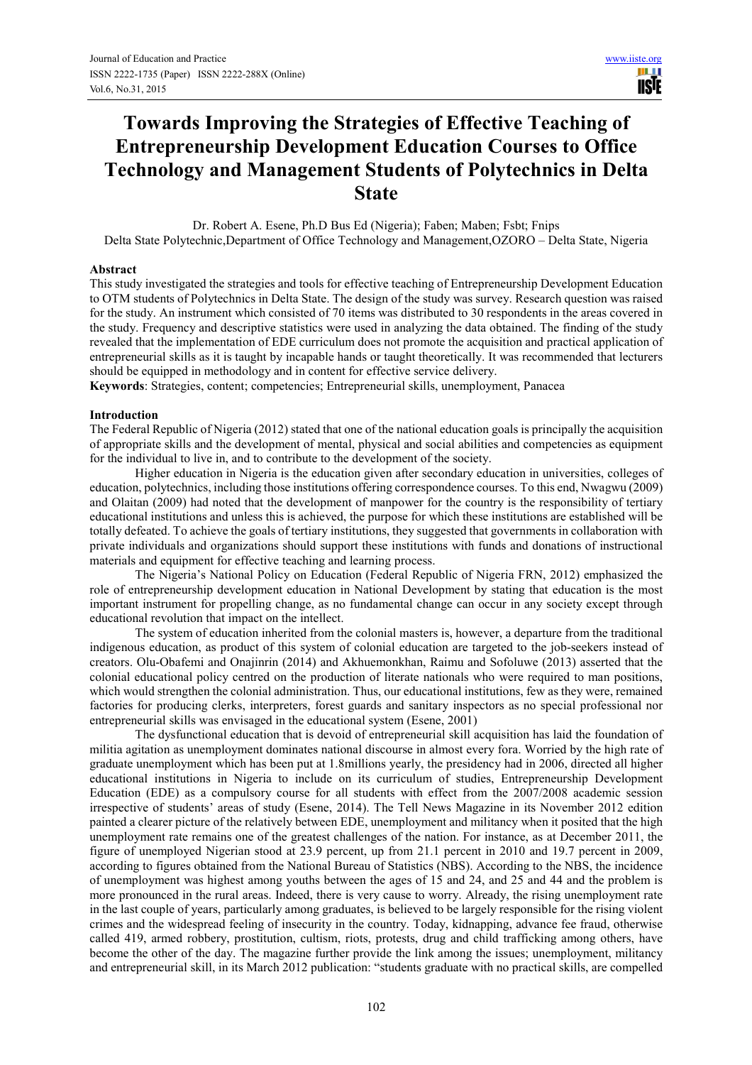# Towards Improving the Strategies of Effective Teaching of Entrepreneurship Development Education Courses to Office Technology and Management Students of Polytechnics in Delta State

Dr. Robert A. Esene, Ph.D Bus Ed (Nigeria); Faben; Maben; Fsbt; Fnips
Delta State Polytechnic,Department of Office Technology and Management,OZORO – Delta State, Nigeria

## Abstract

This study investigated the strategies and tools for effective teaching of Entrepreneurship Development Education to OTM students of Polytechnics in Delta State. The design of the study was survey. Research question was raised for the study. An instrument which consisted of 70 items was distributed to 30 respondents in the areas covered in the study. Frequency and descriptive statistics were used in analyzing the data obtained. The finding of the study revealed that the implementation of EDE curriculum does not promote the acquisition and practical application of entrepreneurial skills as it is taught by incapable hands or taught theoretically. It was recommended that lecturers should be equipped in methodology and in content for effective service delivery.

**Keywords**: Strategies, content; competencies; Entrepreneurial skills, unemployment, Panacea

## Introduction

The Federal Republic of Nigeria (2012) stated that one of the national education goals is principally the acquisition of appropriate skills and the development of mental, physical and social abilities and competencies as equipment for the individual to live in, and to contribute to the development of the society.

Higher education in Nigeria is the education given after secondary education in universities, colleges of education, polytechnics, including those institutions offering correspondence courses. To this end, Nwagwu (2009) and Olaitan (2009) had noted that the development of manpower for the country is the responsibility of tertiary educational institutions and unless this is achieved, the purpose for which these institutions are established will be totally defeated. To achieve the goals of tertiary institutions, they suggested that governments in collaboration with private individuals and organizations should support these institutions with funds and donations of instructional materials and equipment for effective teaching and learning process.

The Nigeria's National Policy on Education (Federal Republic of Nigeria FRN, 2012) emphasized the role of entrepreneurship development education in National Development by stating that education is the most important instrument for propelling change, as no fundamental change can occur in any society except through educational revolution that impact on the intellect.

The system of education inherited from the colonial masters is, however, a departure from the traditional indigenous education, as product of this system of colonial education are targeted to the job-seekers instead of creators. Olu-Obafemi and Onajinrin (2014) and Akhuemonkhan, Raimu and Sofoluwe (2013) asserted that the colonial educational policy centred on the production of literate nationals who were required to man positions, which would strengthen the colonial administration. Thus, our educational institutions, few as they were, remained factories for producing clerks, interpreters, forest guards and sanitary inspectors as no special professional nor entrepreneurial skills was envisaged in the educational system (Esene, 2001)

The dysfunctional education that is devoid of entrepreneurial skill acquisition has laid the foundation of militia agitation as unemployment dominates national discourse in almost every fora. Worried by the high rate of graduate unemployment which has been put at 1.8millions yearly, the presidency had in 2006, directed all higher educational institutions in Nigeria to include on its curriculum of studies, Entrepreneurship Development Education (EDE) as a compulsory course for all students with effect from the 2007/2008 academic session irrespective of students' areas of study (Esene, 2014). The Tell News Magazine in its November 2012 edition painted a clearer picture of the relatively between EDE, unemployment and militancy when it posited that the high unemployment rate remains one of the greatest challenges of the nation. For instance, as at December 2011, the figure of unemployed Nigerian stood at 23.9 percent, up from 21.1 percent in 2010 and 19.7 percent in 2009, according to figures obtained from the National Bureau of Statistics (NBS). According to the NBS, the incidence of unemployment was highest among youths between the ages of 15 and 24, and 25 and 44 and the problem is more pronounced in the rural areas. Indeed, there is very cause to worry. Already, the rising unemployment rate in the last couple of years, particularly among graduates, is believed to be largely responsible for the rising violent crimes and the widespread feeling of insecurity in the country. Today, kidnapping, advance fee fraud, otherwise called 419, armed robbery, prostitution, cultism, riots, protests, drug and child trafficking among others, have become the other of the day. The magazine further provide the link among the issues; unemployment, militancy and entrepreneurial skill, in its March 2012 publication: "students graduate with no practical skills, are compelled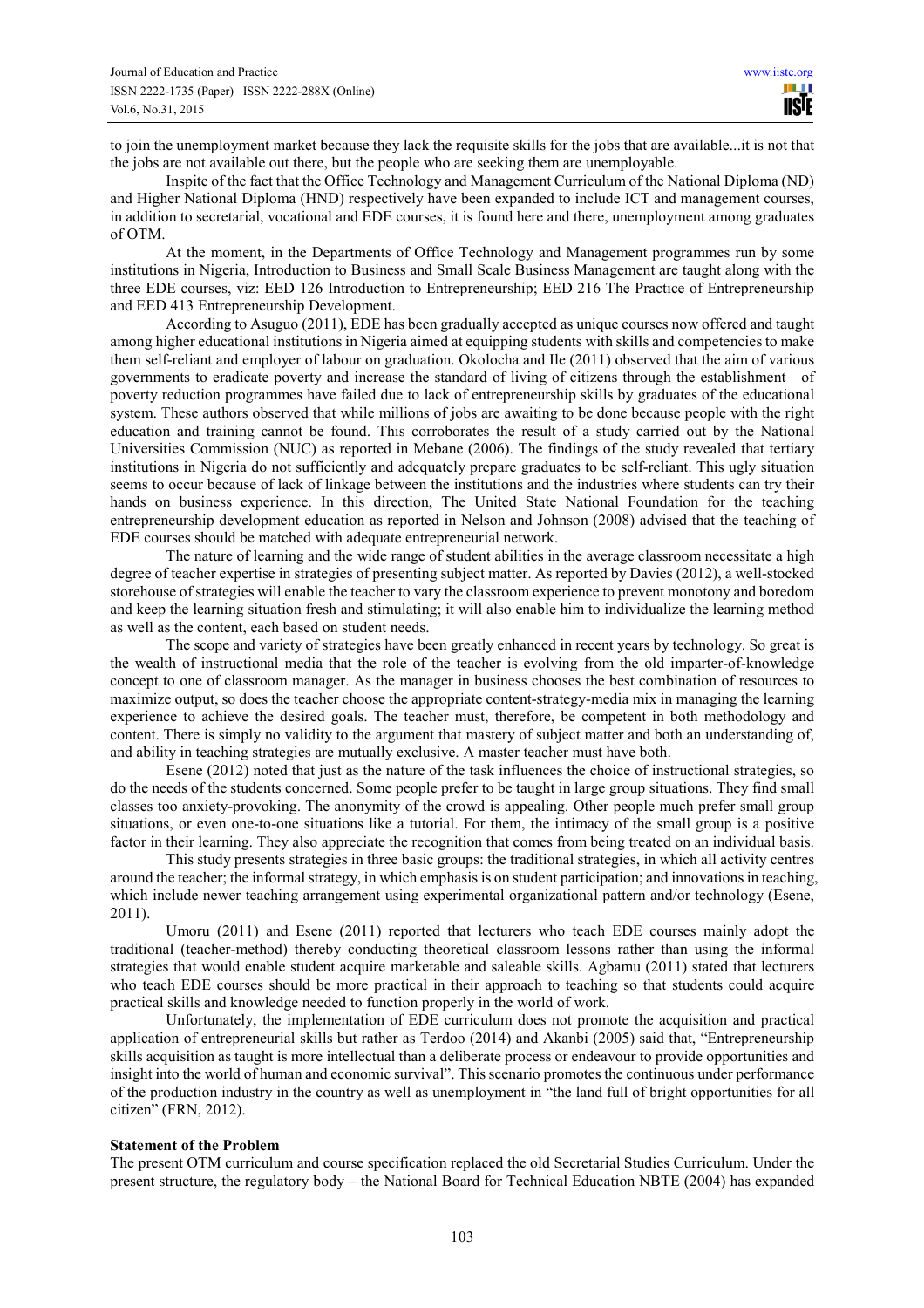to join the unemployment market because they lack the requisite skills for the jobs that are available...it is not that the jobs are not available out there, but the people who are seeking them are unemployable.

Inspite of the fact that the Office Technology and Management Curriculum of the National Diploma (ND) and Higher National Diploma (HND) respectively have been expanded to include ICT and management courses, in addition to secretarial, vocational and EDE courses, it is found here and there, unemployment among graduates of OTM.

At the moment, in the Departments of Office Technology and Management programmes run by some institutions in Nigeria, Introduction to Business and Small Scale Business Management are taught along with the three EDE courses, viz: EED 126 Introduction to Entrepreneurship; EED 216 The Practice of Entrepreneurship and EED 413 Entrepreneurship Development.

According to Asuguo (2011), EDE has been gradually accepted as unique courses now offered and taught among higher educational institutions in Nigeria aimed at equipping students with skills and competencies to make them self-reliant and employer of labour on graduation. Okolocha and Ile (2011) observed that the aim of various governments to eradicate poverty and increase the standard of living of citizens through the establishment of poverty reduction programmes have failed due to lack of entrepreneurship skills by graduates of the educational system. These authors observed that while millions of jobs are awaiting to be done because people with the right education and training cannot be found. This corroborates the result of a study carried out by the National Universities Commission (NUC) as reported in Mebane (2006). The findings of the study revealed that tertiary institutions in Nigeria do not sufficiently and adequately prepare graduates to be self-reliant. This ugly situation seems to occur because of lack of linkage between the institutions and the industries where students can try their hands on business experience. In this direction, The United State National Foundation for the teaching entrepreneurship development education as reported in Nelson and Johnson (2008) advised that the teaching of EDE courses should be matched with adequate entrepreneurial network.

The nature of learning and the wide range of student abilities in the average classroom necessitate a high degree of teacher expertise in strategies of presenting subject matter. As reported by Davies (2012), a well-stocked storehouse of strategies will enable the teacher to vary the classroom experience to prevent monotony and boredom and keep the learning situation fresh and stimulating; it will also enable him to individualize the learning method as well as the content, each based on student needs.

The scope and variety of strategies have been greatly enhanced in recent years by technology. So great is the wealth of instructional media that the role of the teacher is evolving from the old imparter-of-knowledge concept to one of classroom manager. As the manager in business chooses the best combination of resources to maximize output, so does the teacher choose the appropriate content-strategy-media mix in managing the learning experience to achieve the desired goals. The teacher must, therefore, be competent in both methodology and content. There is simply no validity to the argument that mastery of subject matter and both an understanding of, and ability in teaching strategies are mutually exclusive. A master teacher must have both.

Esene (2012) noted that just as the nature of the task influences the choice of instructional strategies, so do the needs of the students concerned. Some people prefer to be taught in large group situations. They find small classes too anxiety-provoking. The anonymity of the crowd is appealing. Other people much prefer small group situations, or even one-to-one situations like a tutorial. For them, the intimacy of the small group is a positive factor in their learning. They also appreciate the recognition that comes from being treated on an individual basis.

This study presents strategies in three basic groups: the traditional strategies, in which all activity centres around the teacher; the informal strategy, in which emphasis is on student participation; and innovations in teaching, which include newer teaching arrangement using experimental organizational pattern and/or technology (Esene, 2011).

Umoru (2011) and Esene (2011) reported that lecturers who teach EDE courses mainly adopt the traditional (teacher-method) thereby conducting theoretical classroom lessons rather than using the informal strategies that would enable student acquire marketable and saleable skills. Agbamu (2011) stated that lecturers who teach EDE courses should be more practical in their approach to teaching so that students could acquire practical skills and knowledge needed to function properly in the world of work.

Unfortunately, the implementation of EDE curriculum does not promote the acquisition and practical application of entrepreneurial skills but rather as Terdoo (2014) and Akanbi (2005) said that, "Entrepreneurship skills acquisition as taught is more intellectual than a deliberate process or endeavour to provide opportunities and insight into the world of human and economic survival". This scenario promotes the continuous under performance of the production industry in the country as well as unemployment in "the land full of bright opportunities for all citizen" (FRN, 2012).

**Statement of the Problem**

The present OTM curriculum and course specification replaced the old Secretarial Studies Curriculum. Under the present structure, the regulatory body – the National Board for Technical Education NBTE (2004) has expanded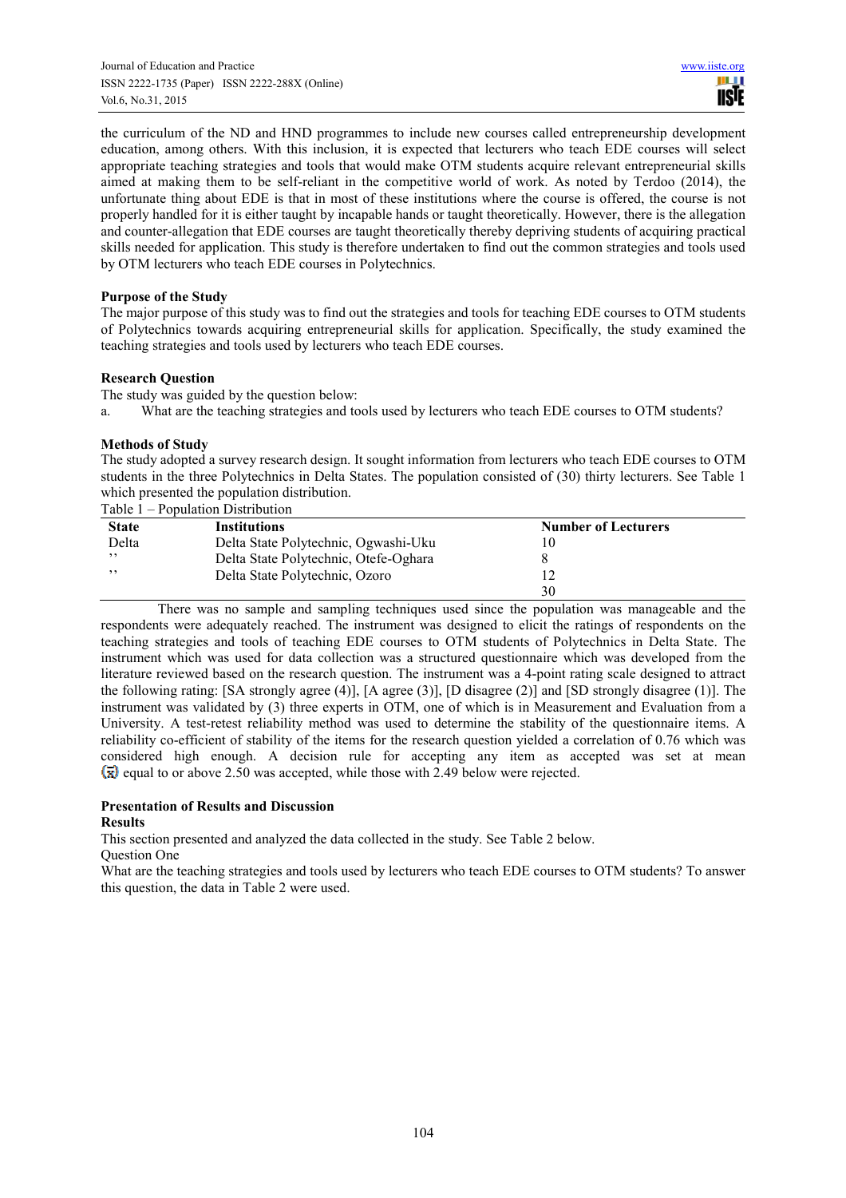the curriculum of the ND and HND programmes to include new courses called entrepreneurship development education, among others. With this inclusion, it is expected that lecturers who teach EDE courses will select appropriate teaching strategies and tools that would make OTM students acquire relevant entrepreneurial skills aimed at making them to be self-reliant in the competitive world of work. As noted by Terdoo (2014), the unfortunate thing about EDE is that in most of these institutions where the course is offered, the course is not properly handled for it is either taught by incapable hands or taught theoretically. However, there is the allegation and counter-allegation that EDE courses are taught theoretically thereby depriving students of acquiring practical skills needed for application. This study is therefore undertaken to find out the common strategies and tools used by OTM lecturers who teach EDE courses in Polytechnics.

**Purpose of the Study**

The major purpose of this study was to find out the strategies and tools for teaching EDE courses to OTM students of Polytechnics towards acquiring entrepreneurial skills for application. Specifically, the study examined the teaching strategies and tools used by lecturers who teach EDE courses.

**Research Question**

The study was guided by the question below:

a. What are the teaching strategies and tools used by lecturers who teach EDE courses to OTM students?

**Methods of Study**

The study adopted a survey research design. It sought information from lecturers who teach EDE courses to OTM students in the three Polytechnics in Delta States. The population consisted of (30) thirty lecturers. See Table 1 which presented the population distribution.

Table 1 – Population Distribution

| State | Institutions | Number of Lecturers |
|---|---|---|
| Delta | Delta State Polytechnic, Ogwashi-Uku | 10 |
| ,, | Delta State Polytechnic, Otefe-Oghara | 8 |
| ,, | Delta State Polytechnic, Ozoro | 12 |
| | | 30 |

There was no sample and sampling techniques used since the population was manageable and the respondents were adequately reached. The instrument was designed to elicit the ratings of respondents on the teaching strategies and tools of teaching EDE courses to OTM students of Polytechnics in Delta State. The instrument which was used for data collection was a structured questionnaire which was developed from the literature reviewed based on the research question. The instrument was a 4-point rating scale designed to attract the following rating: [SA strongly agree (4)], [A agree (3)], [D disagree (2)] and [SD strongly disagree (1)]. The instrument was validated by (3) three experts in OTM, one of which is in Measurement and Evaluation from a University. A test-retest reliability method was used to determine the stability of the questionnaire items. A reliability co-efficient of stability of the items for the research question yielded a correlation of 0.76 which was considered high enough. A decision rule for accepting any item as accepted was set at mean ($\bar{x}$) equal to or above 2.50 was accepted, while those with 2.49 below were rejected.

**Presentation of Results and Discussion**

**Results**

This section presented and analyzed the data collected in the study. See Table 2 below.

Question One

What are the teaching strategies and tools used by lecturers who teach EDE courses to OTM students? To answer this question, the data in Table 2 were used.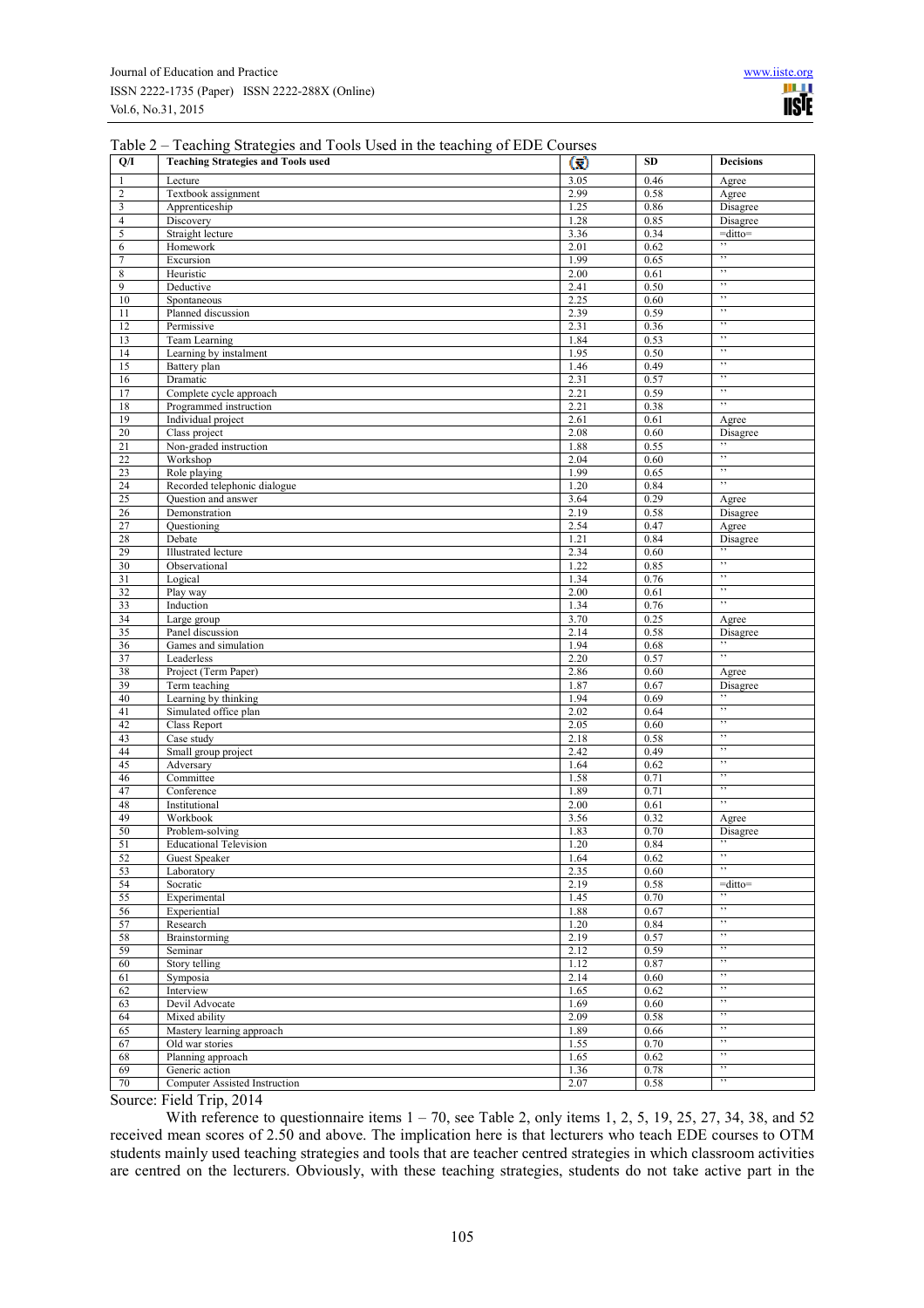Table 2 – Teaching Strategies and Tools Used in the teaching of EDE Courses

| Q/I | Teaching Strategies and Tools used | $\bar{x}$ | SD | Decisions |
|---|---|---|---|---|
| 1 | Lecture | 3.05 | 0.46 | Agree |
| 2 | Textbook assignment | 2.99 | 0.58 | Agree |
| 3 | Apprenticeship | 1.25 | 0.86 | Disagree |
| 4 | Discovery | 1.28 | 0.85 | Disagree |
| 5 | Straight lecture | 3.36 | 0.34 | =ditto= |
| 6 | Homework | 2.01 | 0.62 | ” |
| 7 | Excursion | 1.99 | 0.65 | ” |
| 8 | Heuristic | 2.00 | 0.61 | ” |
| 9 | Deductive | 2.41 | 0.50 | ” |
| 10 | Spontaneous | 2.25 | 0.60 | ” |
| 11 | Planned discussion | 2.39 | 0.59 | ” |
| 12 | Permissive | 2.31 | 0.36 | ” |
| 13 | Team Learning | 1.84 | 0.53 | ” |
| 14 | Learning by instalment | 1.95 | 0.50 | ” |
| 15 | Battery plan | 1.46 | 0.49 | ” |
| 16 | Dramatic | 2.31 | 0.57 | ” |
| 17 | Complete cycle approach | 2.21 | 0.59 | ” |
| 18 | Programmed instruction | 2.21 | 0.38 | ” |
| 19 | Individual project | 2.61 | 0.61 | Agree |
| 20 | Class project | 2.08 | 0.60 | Disagree |
| 21 | Non-graded instruction | 1.88 | 0.55 | ” |
| 22 | Workshop | 2.04 | 0.60 | ” |
| 23 | Role playing | 1.99 | 0.65 | ” |
| 24 | Recorded telephonic dialogue | 1.20 | 0.84 | ” |
| 25 | Question and answer | 3.64 | 0.29 | Agree |
| 26 | Demonstration | 2.19 | 0.58 | Disagree |
| 27 | Questioning | 2.54 | 0.47 | Agree |
| 28 | Debate | 1.21 | 0.84 | Disagree |
| 29 | Illustrated lecture | 2.34 | 0.60 | ” |
| 30 | Observational | 1.22 | 0.85 | ” |
| 31 | Logical | 1.34 | 0.76 | ” |
| 32 | Play way | 2.00 | 0.61 | ” |
| 33 | Induction | 1.34 | 0.76 | ” |
| 34 | Large group | 3.70 | 0.25 | Agree |
| 35 | Panel discussion | 2.14 | 0.58 | Disagree |
| 36 | Games and simulation | 1.94 | 0.68 | ” |
| 37 | Leaderless | 2.20 | 0.57 | ” |
| 38 | Project (Term Paper) | 2.86 | 0.60 | Agree |
| 39 | Term teaching | 1.87 | 0.67 | Disagree |
| 40 | Learning by thinking | 1.94 | 0.69 | ” |
| 41 | Simulated office plan | 2.02 | 0.64 | ” |
| 42 | Class Report | 2.05 | 0.60 | ” |
| 43 | Case study | 2.18 | 0.58 | ” |
| 44 | Small group project | 2.42 | 0.49 | ” |
| 45 | Adversary | 1.64 | 0.62 | ” |
| 46 | Committee | 1.58 | 0.71 | ” |
| 47 | Conference | 1.89 | 0.71 | ” |
| 48 | Institutional | 2.00 | 0.61 | ” |
| 49 | Workbook | 3.56 | 0.32 | Agree |
| 50 | Problem-solving | 1.83 | 0.70 | Disagree |
| 51 | Educational Television | 1.20 | 0.84 | ” |
| 52 | Guest Speaker | 1.64 | 0.62 | ” |
| 53 | Laboratory | 2.35 | 0.60 | ” |
| 54 | Socratic | 2.19 | 0.58 | =ditto= |
| 55 | Experimental | 1.45 | 0.70 | ” |
| 56 | Experiential | 1.88 | 0.67 | ” |
| 57 | Research | 1.20 | 0.84 | ” |
| 58 | Brainstorming | 2.19 | 0.57 | ” |
| 59 | Seminar | 2.12 | 0.59 | ” |
| 60 | Story telling | 1.12 | 0.87 | ” |
| 61 | Symposia | 2.14 | 0.60 | ” |
| 62 | Interview | 1.65 | 0.62 | ” |
| 63 | Devil Advocate | 1.69 | 0.60 | ” |
| 64 | Mixed ability | 2.09 | 0.58 | ” |
| 65 | Mastery learning approach | 1.89 | 0.66 | ” |
| 67 | Old war stories | 1.55 | 0.70 | ” |
| 68 | Planning approach | 1.65 | 0.62 | ” |
| 69 | Generic action | 1.36 | 0.78 | ” |
| 70 | Computer Assisted Instruction | 2.07 | 0.58 | ” |

Source: Field Trip, 2014

With reference to questionnaire items 1 – 70, see Table 2, only items 1, 2, 5, 19, 25, 27, 34, 38, and 52 received mean scores of 2.50 and above. The implication here is that lecturers who teach EDE courses to OTM students mainly used teaching strategies and tools that are teacher centred strategies in which classroom activities are centred on the lecturers. Obviously, with these teaching strategies, students do not take active part in the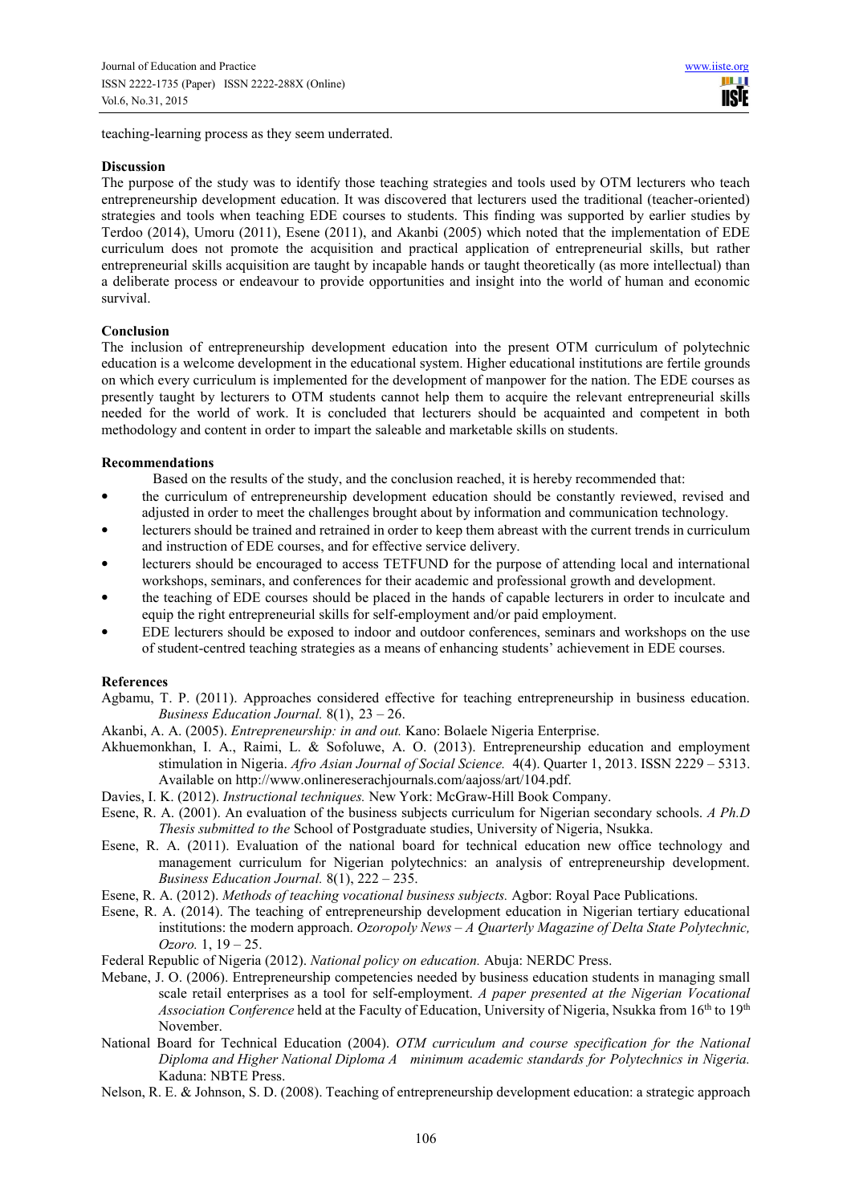teaching-learning process as they seem underrated.

## Discussion

The purpose of the study was to identify those teaching strategies and tools used by OTM lecturers who teach entrepreneurship development education. It was discovered that lecturers used the traditional (teacher-oriented) strategies and tools when teaching EDE courses to students. This finding was supported by earlier studies by Terdoo (2014), Umoru (2011), Esene (2011), and Akanbi (2005) which noted that the implementation of EDE curriculum does not promote the acquisition and practical application of entrepreneurial skills, but rather entrepreneurial skills acquisition are taught by incapable hands or taught theoretically (as more intellectual) than a deliberate process or endeavour to provide opportunities and insight into the world of human and economic survival.

## Conclusion

The inclusion of entrepreneurship development education into the present OTM curriculum of polytechnic education is a welcome development in the educational system. Higher educational institutions are fertile grounds on which every curriculum is implemented for the development of manpower for the nation. The EDE courses as presently taught by lecturers to OTM students cannot help them to acquire the relevant entrepreneurial skills needed for the world of work. It is concluded that lecturers should be acquainted and competent in both methodology and content in order to impart the saleable and marketable skills on students.

## Recommendations

Based on the results of the study, and the conclusion reached, it is hereby recommended that:

- the curriculum of entrepreneurship development education should be constantly reviewed, revised and adjusted in order to meet the challenges brought about by information and communication technology.
- lecturers should be trained and retrained in order to keep them abreast with the current trends in curriculum and instruction of EDE courses, and for effective service delivery.
- lecturers should be encouraged to access TETFUND for the purpose of attending local and international workshops, seminars, and conferences for their academic and professional growth and development.
- the teaching of EDE courses should be placed in the hands of capable lecturers in order to inculcate and equip the right entrepreneurial skills for self-employment and/or paid employment.
- EDE lecturers should be exposed to indoor and outdoor conferences, seminars and workshops on the use of student-centred teaching strategies as a means of enhancing students' achievement in EDE courses.

## References

Agbamu, T. P. (2011). Approaches considered effective for teaching entrepreneurship in business education. *Business Education Journal.* 8(1), 23 – 26.

Akanbi, A. A. (2005). *Entrepreneurship: in and out.* Kano: Bolaele Nigeria Enterprise.

Akhuemonkhan, I. A., Raimi, L. & Sofoluwe, A. O. (2013). Entrepreneurship education and employment stimulation in Nigeria. *Afro Asian Journal of Social Science.* 4(4). Quarter 1, 2013. ISSN 2229 – 5313. Available on http://www.onlinereserachjournals.com/aajoss/art/104.pdf.

Davies, I. K. (2012). *Instructional techniques.* New York: McGraw-Hill Book Company.

Esene, R. A. (2001). An evaluation of the business subjects curriculum for Nigerian secondary schools. *A Ph.D Thesis submitted to the* School of Postgraduate studies, University of Nigeria, Nsukka.

Esene, R. A. (2011). Evaluation of the national board for technical education new office technology and management curriculum for Nigerian polytechnics: an analysis of entrepreneurship development. *Business Education Journal.* 8(1), 222 – 235.

Esene, R. A. (2012). *Methods of teaching vocational business subjects.* Agbor: Royal Pace Publications.

Esene, R. A. (2014). The teaching of entrepreneurship development education in Nigerian tertiary educational institutions: the modern approach. *Ozoropoly News – A Quarterly Magazine of Delta State Polytechnic, Ozoro.* 1, 19 – 25.

Federal Republic of Nigeria (2012). *National policy on education.* Abuja: NERDC Press.

Mebane, J. O. (2006). Entrepreneurship competencies needed by business education students in managing small scale retail enterprises as a tool for self-employment. *A paper presented at the Nigerian Vocational Association Conference* held at the Faculty of Education, University of Nigeria, Nsukka from 16th to 19th November.

National Board for Technical Education (2004). *OTM curriculum and course specification for the National Diploma and Higher National Diploma A minimum academic standards for Polytechnics in Nigeria.* Kaduna: NBTE Press.

Nelson, R. E. & Johnson, S. D. (2008). Teaching of entrepreneurship development education: a strategic approach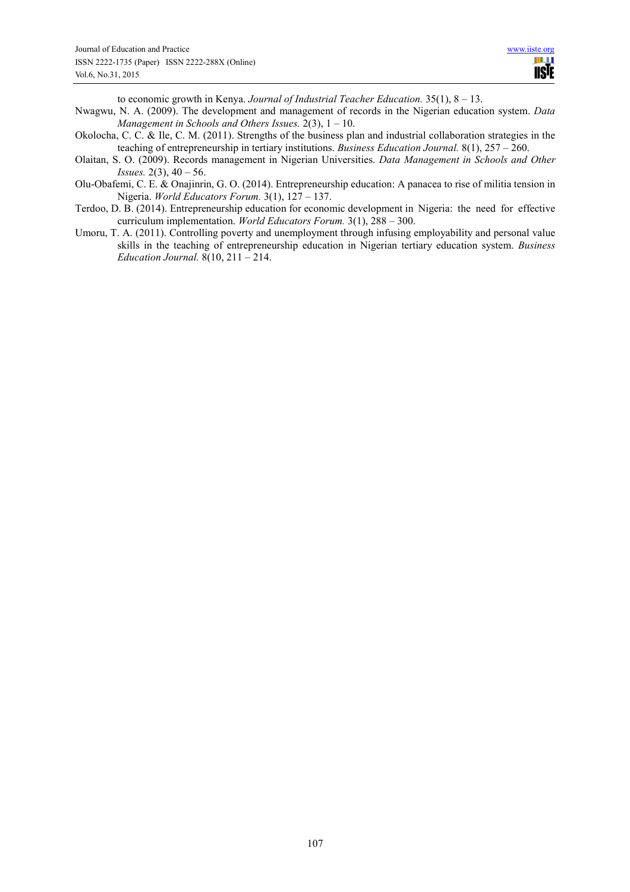to economic growth in Kenya. *Journal of Industrial Teacher Education.* 35(1), 8 – 13.

Nwagwu, N. A. (2009). The development and management of records in the Nigerian education system. *Data Management in Schools and Others Issues.* 2(3), 1 – 10.

Okolocha, C. C. & Ile, C. M. (2011). Strengths of the business plan and industrial collaboration strategies in the teaching of entrepreneurship in tertiary institutions. *Business Education Journal.* 8(1), 257 – 260.

Olaitan, S. O. (2009). Records management in Nigerian Universities. *Data Management in Schools and Other Issues.* 2(3), 40 – 56.

Olu-Obafemi, C. E. & Onajinrin, G. O. (2014). Entrepreneurship education: A panacea to rise of militia tension in Nigeria. *World Educators Forum.* 3(1), 127 – 137.

Terdoo, D. B. (2014). Entrepreneurship education for economic development in Nigeria: the need for effective curriculum implementation. *World Educators Forum.* 3(1), 288 – 300.

Umoru, T. A. (2011). Controlling poverty and unemployment through infusing employability and personal value skills in the teaching of entrepreneurship education in Nigerian tertiary education system. *Business Education Journal.* 8(10, 211 – 214.